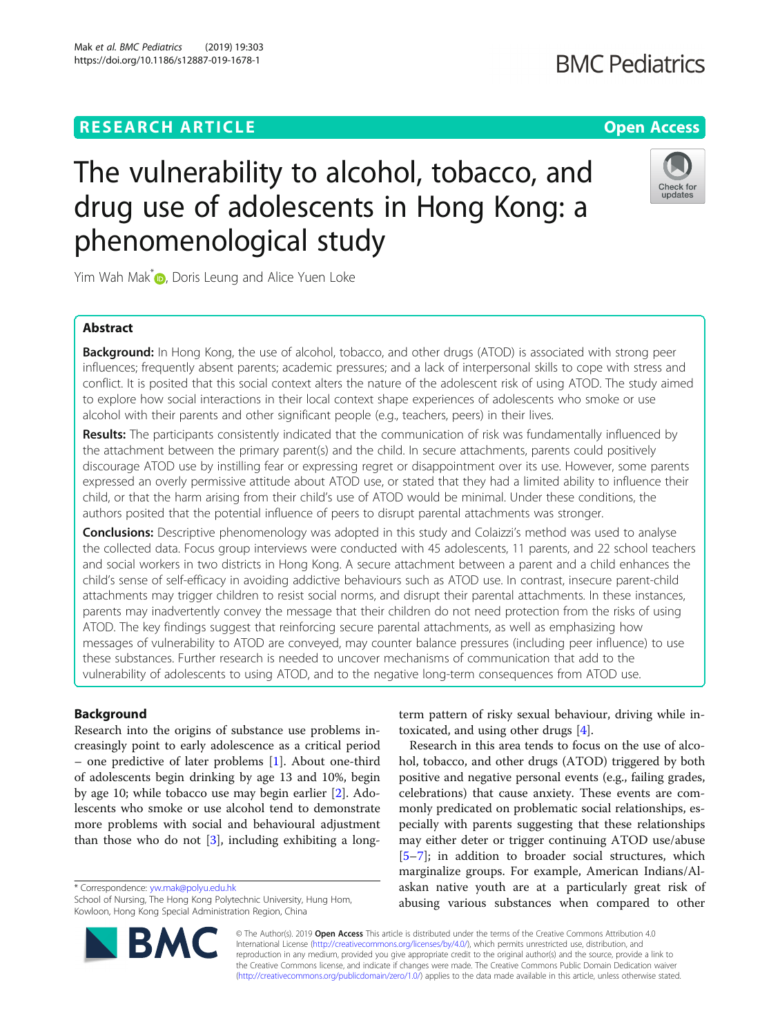RESEARCH ARTICLE

Open Access

# The vulnerability to alcohol, tobacco, and drug use of adolescents in Hong Kong: a phenomenological study

Yim Wah Mak*, Doris Leung and Alice Yuen Loke

## Abstract

**Background:** In Hong Kong, the use of alcohol, tobacco, and other drugs (ATOD) is associated with strong peer influences; frequently absent parents; academic pressures; and a lack of interpersonal skills to cope with stress and conflict. It is posited that this social context alters the nature of the adolescent risk of using ATOD. The study aimed to explore how social interactions in their local context shape experiences of adolescents who smoke or use alcohol with their parents and other significant people (e.g., teachers, peers) in their lives.

**Results:** The participants consistently indicated that the communication of risk was fundamentally influenced by the attachment between the primary parent(s) and the child. In secure attachments, parents could positively discourage ATOD use by instilling fear or expressing regret or disappointment over its use. However, some parents expressed an overly permissive attitude about ATOD use, or stated that they had a limited ability to influence their child, or that the harm arising from their child's use of ATOD would be minimal. Under these conditions, the authors posited that the potential influence of peers to disrupt parental attachments was stronger.

**Conclusions:** Descriptive phenomenology was adopted in this study and Colaizzi's method was used to analyse the collected data. Focus group interviews were conducted with 45 adolescents, 11 parents, and 22 school teachers and social workers in two districts in Hong Kong. A secure attachment between a parent and a child enhances the child's sense of self-efficacy in avoiding addictive behaviours such as ATOD use. In contrast, insecure parent-child attachments may trigger children to resist social norms, and disrupt their parental attachments. In these instances, parents may inadvertently convey the message that their children do not need protection from the risks of using ATOD. The key findings suggest that reinforcing secure parental attachments, as well as emphasizing how messages of vulnerability to ATOD are conveyed, may counter balance pressures (including peer influence) to use these substances. Further research is needed to uncover mechanisms of communication that add to the vulnerability of adolescents to using ATOD, and to the negative long-term consequences from ATOD use.

## Background

Research into the origins of substance use problems increasingly point to early adolescence as a critical period – one predictive of later problems [1]. About one-third of adolescents begin drinking by age 13 and 10%, begin by age 10; while tobacco use may begin earlier [2]. Adolescents who smoke or use alcohol tend to demonstrate more problems with social and behavioural adjustment than those who do not [3], including exhibiting a long-term pattern of risky sexual behaviour, driving while intoxicated, and using other drugs [4].

Research in this area tends to focus on the use of alcohol, tobacco, and other drugs (ATOD) triggered by both positive and negative personal events (e.g., failing grades, celebrations) that cause anxiety. These events are commonly predicated on problematic social relationships, especially with parents suggesting that these relationships may either deter or trigger continuing ATOD use/abuse [5–7]; in addition to broader social structures, which marginalize groups. For example, American Indians/Alaskan native youth are at a particularly great risk of abusing various substances when compared to other

* Correspondence: yw.mak@polyu.edu.hk
School of Nursing, The Hong Kong Polytechnic University, Hung Hom, Kowloon, Hong Kong Special Administration Region, China

© The Author(s). 2019 **Open Access** This article is distributed under the terms of the Creative Commons Attribution 4.0 International License (http://creativecommons.org/licenses/by/4.0/), which permits unrestricted use, distribution, and reproduction in any medium, provided you give appropriate credit to the original author(s) and the source, provide a link to the Creative Commons license, and indicate if changes were made. The Creative Commons Public Domain Dedication waiver (http://creativecommons.org/publicdomain/zero/1.0/) applies to the data made available in this article, unless otherwise stated.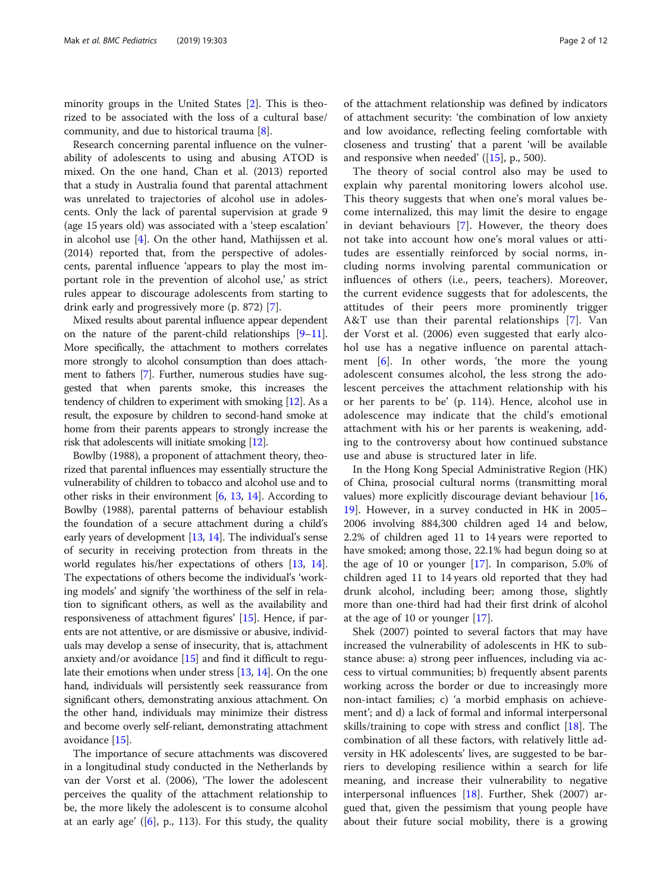minority groups in the United States [2]. This is theorized to be associated with the loss of a cultural base/community, and due to historical trauma [8].

Research concerning parental influence on the vulnerability of adolescents to using and abusing ATOD is mixed. On the one hand, Chan et al. (2013) reported that a study in Australia found that parental attachment was unrelated to trajectories of alcohol use in adolescents. Only the lack of parental supervision at grade 9 (age 15 years old) was associated with a 'steep escalation' in alcohol use [4]. On the other hand, Mathijssen et al. (2014) reported that, from the perspective of adolescents, parental influence 'appears to play the most important role in the prevention of alcohol use,' as strict rules appear to discourage adolescents from starting to drink early and progressively more (p. 872) [7].

Mixed results about parental influence appear dependent on the nature of the parent-child relationships [9–11]. More specifically, the attachment to mothers correlates more strongly to alcohol consumption than does attachment to fathers [7]. Further, numerous studies have suggested that when parents smoke, this increases the tendency of children to experiment with smoking [12]. As a result, the exposure by children to second-hand smoke at home from their parents appears to strongly increase the risk that adolescents will initiate smoking [12].

Bowlby (1988), a proponent of attachment theory, theorized that parental influences may essentially structure the vulnerability of children to tobacco and alcohol use and to other risks in their environment [6, 13, 14]. According to Bowlby (1988), parental patterns of behaviour establish the foundation of a secure attachment during a child's early years of development [13, 14]. The individual's sense of security in receiving protection from threats in the world regulates his/her expectations of others [13, 14]. The expectations of others become the individual's 'working models' and signify 'the worthiness of the self in relation to significant others, as well as the availability and responsiveness of attachment figures' [15]. Hence, if parents are not attentive, or are dismissive or abusive, individuals may develop a sense of insecurity, that is, attachment anxiety and/or avoidance [15] and find it difficult to regulate their emotions when under stress [13, 14]. On the one hand, individuals will persistently seek reassurance from significant others, demonstrating anxious attachment. On the other hand, individuals may minimize their distress and become overly self-reliant, demonstrating attachment avoidance [15].

The importance of secure attachments was discovered in a longitudinal study conducted in the Netherlands by van der Vorst et al. (2006), 'The lower the adolescent perceives the quality of the attachment relationship to be, the more likely the adolescent is to consume alcohol at an early age' ([6], p., 113). For this study, the quality of the attachment relationship was defined by indicators of attachment security: 'the combination of low anxiety and low avoidance, reflecting feeling comfortable with closeness and trusting' that a parent 'will be available and responsive when needed' ([15], p., 500).

The theory of social control also may be used to explain why parental monitoring lowers alcohol use. This theory suggests that when one's moral values become internalized, this may limit the desire to engage in deviant behaviours [7]. However, the theory does not take into account how one's moral values or attitudes are essentially reinforced by social norms, including norms involving parental communication or influences of others (i.e., peers, teachers). Moreover, the current evidence suggests that for adolescents, the attitudes of their peers more prominently trigger A&T use than their parental relationships [7]. Van der Vorst et al. (2006) even suggested that early alcohol use has a negative influence on parental attachment [6]. In other words, 'the more the young adolescent consumes alcohol, the less strong the adolescent perceives the attachment relationship with his or her parents to be' (p. 114). Hence, alcohol use in adolescence may indicate that the child's emotional attachment with his or her parents is weakening, adding to the controversy about how continued substance use and abuse is structured later in life.

In the Hong Kong Special Administrative Region (HK) of China, prosocial cultural norms (transmitting moral values) more explicitly discourage deviant behaviour [16, 19]. However, in a survey conducted in HK in 2005–2006 involving 884,300 children aged 14 and below, 2.2% of children aged 11 to 14 years were reported to have smoked; among those, 22.1% had begun doing so at the age of 10 or younger [17]. In comparison, 5.0% of children aged 11 to 14 years old reported that they had drunk alcohol, including beer; among those, slightly more than one-third had had their first drink of alcohol at the age of 10 or younger [17].

Shek (2007) pointed to several factors that may have increased the vulnerability of adolescents in HK to substance abuse: a) strong peer influences, including via access to virtual communities; b) frequently absent parents working across the border or due to increasingly more non-intact families; c) 'a morbid emphasis on achievement'; and d) a lack of formal and informal interpersonal skills/training to cope with stress and conflict [18]. The combination of all these factors, with relatively little adversity in HK adolescents' lives, are suggested to be barriers to developing resilience within a search for life meaning, and increase their vulnerability to negative interpersonal influences [18]. Further, Shek (2007) argued that, given the pessimism that young people have about their future social mobility, there is a growing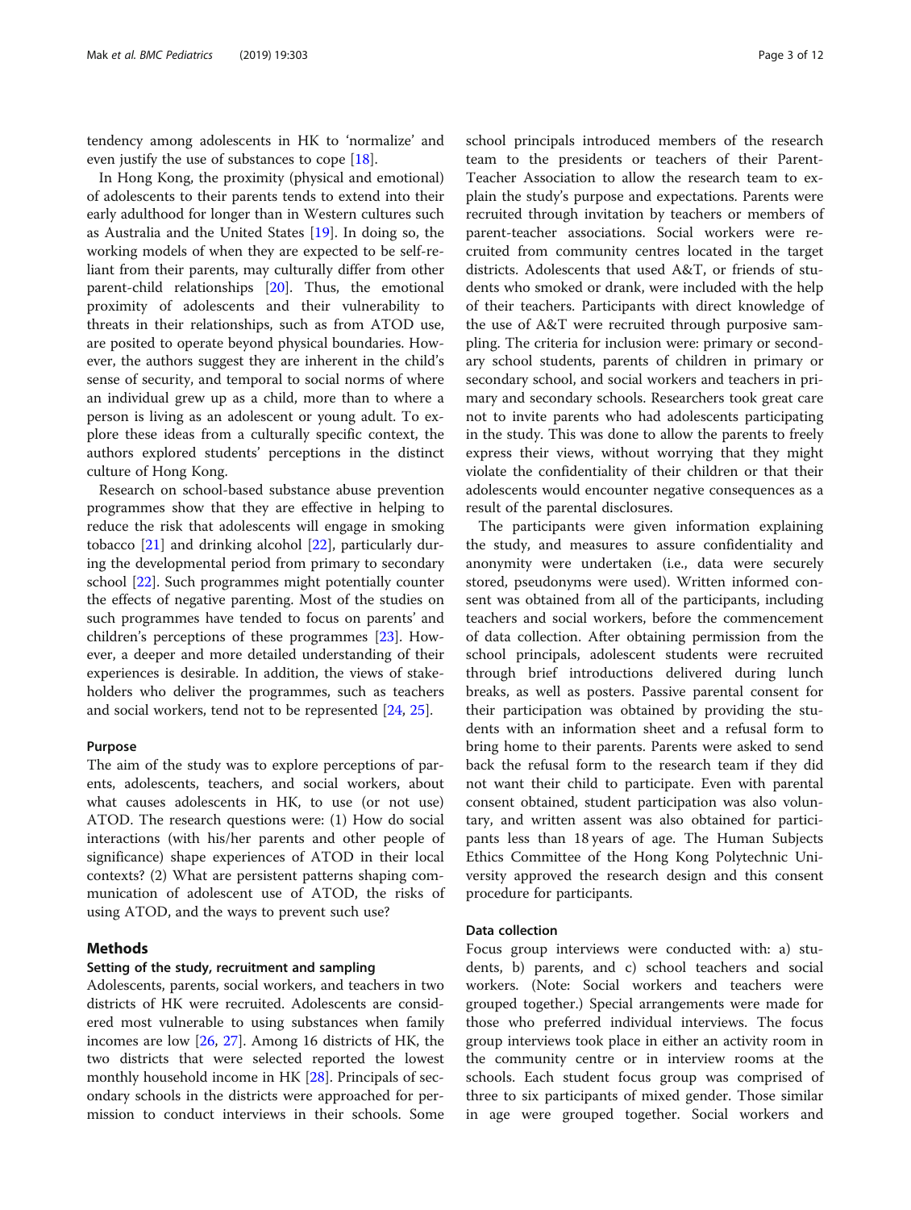tendency among adolescents in HK to 'normalize' and even justify the use of substances to cope [18].

In Hong Kong, the proximity (physical and emotional) of adolescents to their parents tends to extend into their early adulthood for longer than in Western cultures such as Australia and the United States [19]. In doing so, the working models of when they are expected to be self-reliant from their parents, may culturally differ from other parent-child relationships [20]. Thus, the emotional proximity of adolescents and their vulnerability to threats in their relationships, such as from ATOD use, are posited to operate beyond physical boundaries. However, the authors suggest they are inherent in the child's sense of security, and temporal to social norms of where an individual grew up as a child, more than to where a person is living as an adolescent or young adult. To explore these ideas from a culturally specific context, the authors explored students' perceptions in the distinct culture of Hong Kong.

Research on school-based substance abuse prevention programmes show that they are effective in helping to reduce the risk that adolescents will engage in smoking tobacco [21] and drinking alcohol [22], particularly during the developmental period from primary to secondary school [22]. Such programmes might potentially counter the effects of negative parenting. Most of the studies on such programmes have tended to focus on parents' and children's perceptions of these programmes [23]. However, a deeper and more detailed understanding of their experiences is desirable. In addition, the views of stakeholders who deliver the programmes, such as teachers and social workers, tend not to be represented [24, 25].

### Purpose

The aim of the study was to explore perceptions of parents, adolescents, teachers, and social workers, about what causes adolescents in HK, to use (or not use) ATOD. The research questions were: (1) How do social interactions (with his/her parents and other people of significance) shape experiences of ATOD in their local contexts? (2) What are persistent patterns shaping communication of adolescent use of ATOD, the risks of using ATOD, and the ways to prevent such use?

## Methods

### Setting of the study, recruitment and sampling

Adolescents, parents, social workers, and teachers in two districts of HK were recruited. Adolescents are considered most vulnerable to using substances when family incomes are low [26, 27]. Among 16 districts of HK, the two districts that were selected reported the lowest monthly household income in HK [28]. Principals of secondary schools in the districts were approached for permission to conduct interviews in their schools. Some school principals introduced members of the research team to the presidents or teachers of their Parent-Teacher Association to allow the research team to explain the study's purpose and expectations. Parents were recruited through invitation by teachers or members of parent-teacher associations. Social workers were recruited from community centres located in the target districts. Adolescents that used A&T, or friends of students who smoked or drank, were included with the help of their teachers. Participants with direct knowledge of the use of A&T were recruited through purposive sampling. The criteria for inclusion were: primary or secondary school students, parents of children in primary or secondary school, and social workers and teachers in primary and secondary schools. Researchers took great care not to invite parents who had adolescents participating in the study. This was done to allow the parents to freely express their views, without worrying that they might violate the confidentiality of their children or that their adolescents would encounter negative consequences as a result of the parental disclosures.

The participants were given information explaining the study, and measures to assure confidentiality and anonymity were undertaken (i.e., data were securely stored, pseudonyms were used). Written informed consent was obtained from all of the participants, including teachers and social workers, before the commencement of data collection. After obtaining permission from the school principals, adolescent students were recruited through brief introductions delivered during lunch breaks, as well as posters. Passive parental consent for their participation was obtained by providing the students with an information sheet and a refusal form to bring home to their parents. Parents were asked to send back the refusal form to the research team if they did not want their child to participate. Even with parental consent obtained, student participation was also voluntary, and written assent was also obtained for participants less than 18 years of age. The Human Subjects Ethics Committee of the Hong Kong Polytechnic University approved the research design and this consent procedure for participants.

### Data collection

Focus group interviews were conducted with: a) students, b) parents, and c) school teachers and social workers. (Note: Social workers and teachers were grouped together.) Special arrangements were made for those who preferred individual interviews. The focus group interviews took place in either an activity room in the community centre or in interview rooms at the schools. Each student focus group was comprised of three to six participants of mixed gender. Those similar in age were grouped together. Social workers and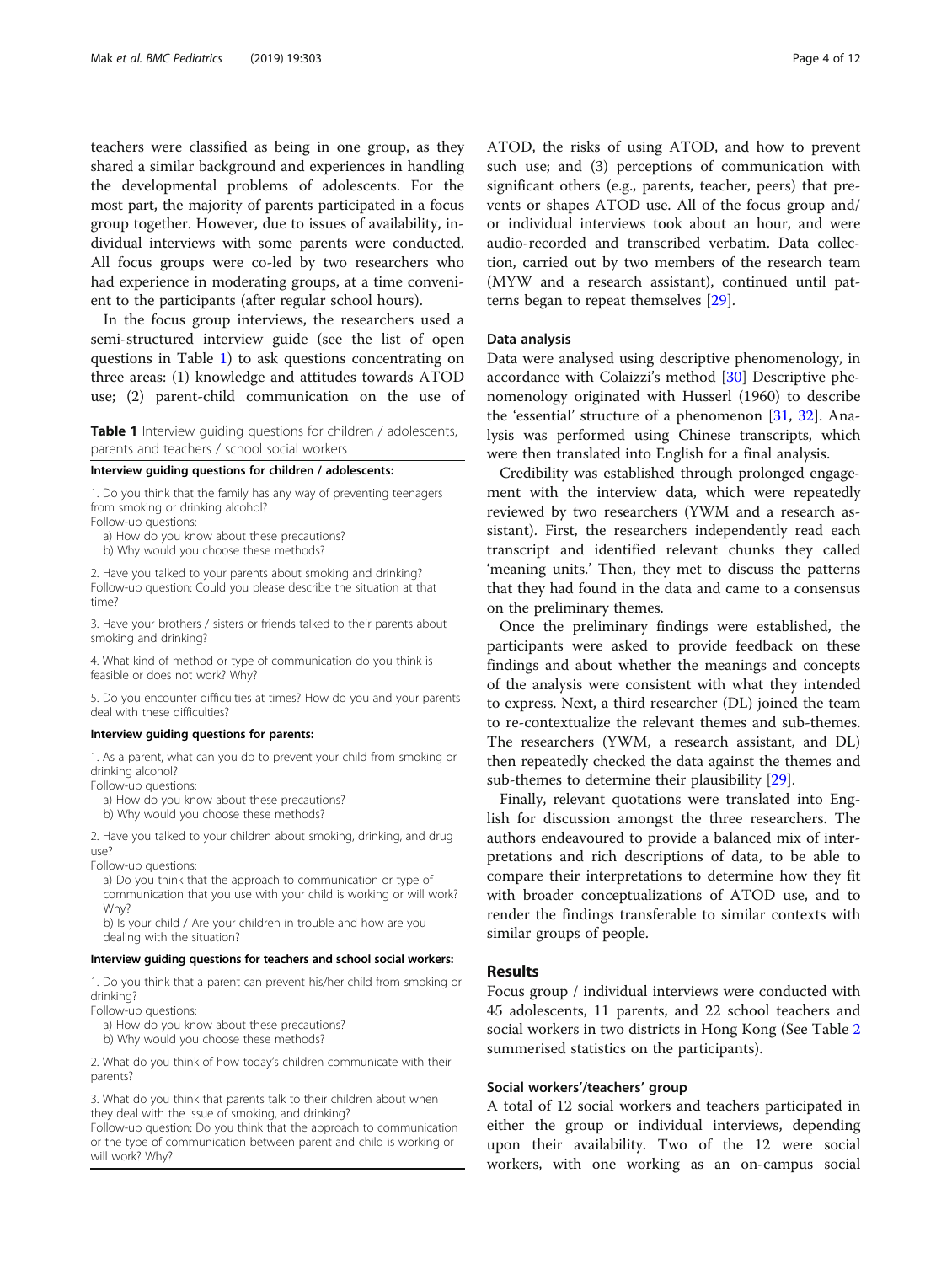teachers were classified as being in one group, as they shared a similar background and experiences in handling the developmental problems of adolescents. For the most part, the majority of parents participated in a focus group together. However, due to issues of availability, individual interviews with some parents were conducted. All focus groups were co-led by two researchers who had experience in moderating groups, at a time convenient to the participants (after regular school hours).

In the focus group interviews, the researchers used a semi-structured interview guide (see the list of open questions in Table 1) to ask questions concentrating on three areas: (1) knowledge and attitudes towards ATOD use; (2) parent-child communication on the use of ATOD, the risks of using ATOD, and how to prevent such use; and (3) perceptions of communication with significant others (e.g., parents, teacher, peers) that prevents or shapes ATOD use. All of the focus group and/or individual interviews took about an hour, and were audio-recorded and transcribed verbatim. Data collection, carried out by two members of the research team (MYW and a research assistant), continued until patterns began to repeat themselves [29].

**Table 1** Interview guiding questions for children / adolescents, parents and teachers / school social workers

**Interview guiding questions for children / adolescents:**

1. Do you think that the family has any way of preventing teenagers from smoking or drinking alcohol?
   Follow-up questions:
   a) How do you know about these precautions?
   b) Why would you choose these methods?
2. Have you talked to your parents about smoking and drinking?
   Follow-up question: Could you please describe the situation at that time?
3. Have your brothers / sisters or friends talked to their parents about smoking and drinking?
4. What kind of method or type of communication do you think is feasible or does not work? Why?
5. Do you encounter difficulties at times? How do you and your parents deal with these difficulties?

**Interview guiding questions for parents:**

1. As a parent, what can you do to prevent your child from smoking or drinking alcohol?
   Follow-up questions:
   a) How do you know about these precautions?
   b) Why would you choose these methods?
2. Have you talked to your children about smoking, drinking, and drug use?
   Follow-up questions:
   a) Do you think that the approach to communication or type of communication that you use with your child is working or will work? Why?
   b) Is your child / Are your children in trouble and how are you dealing with the situation?

**Interview guiding questions for teachers and school social workers:**

1. Do you think that a parent can prevent his/her child from smoking or drinking?
   Follow-up questions:
   a) How do you know about these precautions?
   b) Why would you choose these methods?
2. What do you think of how today's children communicate with their parents?
3. What do you think that parents talk to their children about when they deal with the issue of smoking, and drinking?
   Follow-up question: Do you think that the approach to communication or the type of communication between parent and child is working or will work? Why?

### Data analysis

Data were analysed using descriptive phenomenology, in accordance with Colaizzi's method [30] Descriptive phenomenology originated with Husserl (1960) to describe the 'essential' structure of a phenomenon [31, 32]. Analysis was performed using Chinese transcripts, which were then translated into English for a final analysis.

Credibility was established through prolonged engagement with the interview data, which were repeatedly reviewed by two researchers (YWM and a research assistant). First, the researchers independently read each transcript and identified relevant chunks they called 'meaning units.' Then, they met to discuss the patterns that they had found in the data and came to a consensus on the preliminary themes.

Once the preliminary findings were established, the participants were asked to provide feedback on these findings and about whether the meanings and concepts of the analysis were consistent with what they intended to express. Next, a third researcher (DL) joined the team to re-contextualize the relevant themes and sub-themes. The researchers (YWM, a research assistant, and DL) then repeatedly checked the data against the themes and sub-themes to determine their plausibility [29].

Finally, relevant quotations were translated into English for discussion amongst the three researchers. The authors endeavoured to provide a balanced mix of interpretations and rich descriptions of data, to be able to compare their interpretations to determine how they fit with broader conceptualizations of ATOD use, and to render the findings transferable to similar contexts with similar groups of people.

## Results

Focus group / individual interviews were conducted with 45 adolescents, 11 parents, and 22 school teachers and social workers in two districts in Hong Kong (See Table 2 summerised statistics on the participants).

### Social workers'/teachers' group

A total of 12 social workers and teachers participated in either the group or individual interviews, depending upon their availability. Two of the 12 were social workers, with one working as an on-campus social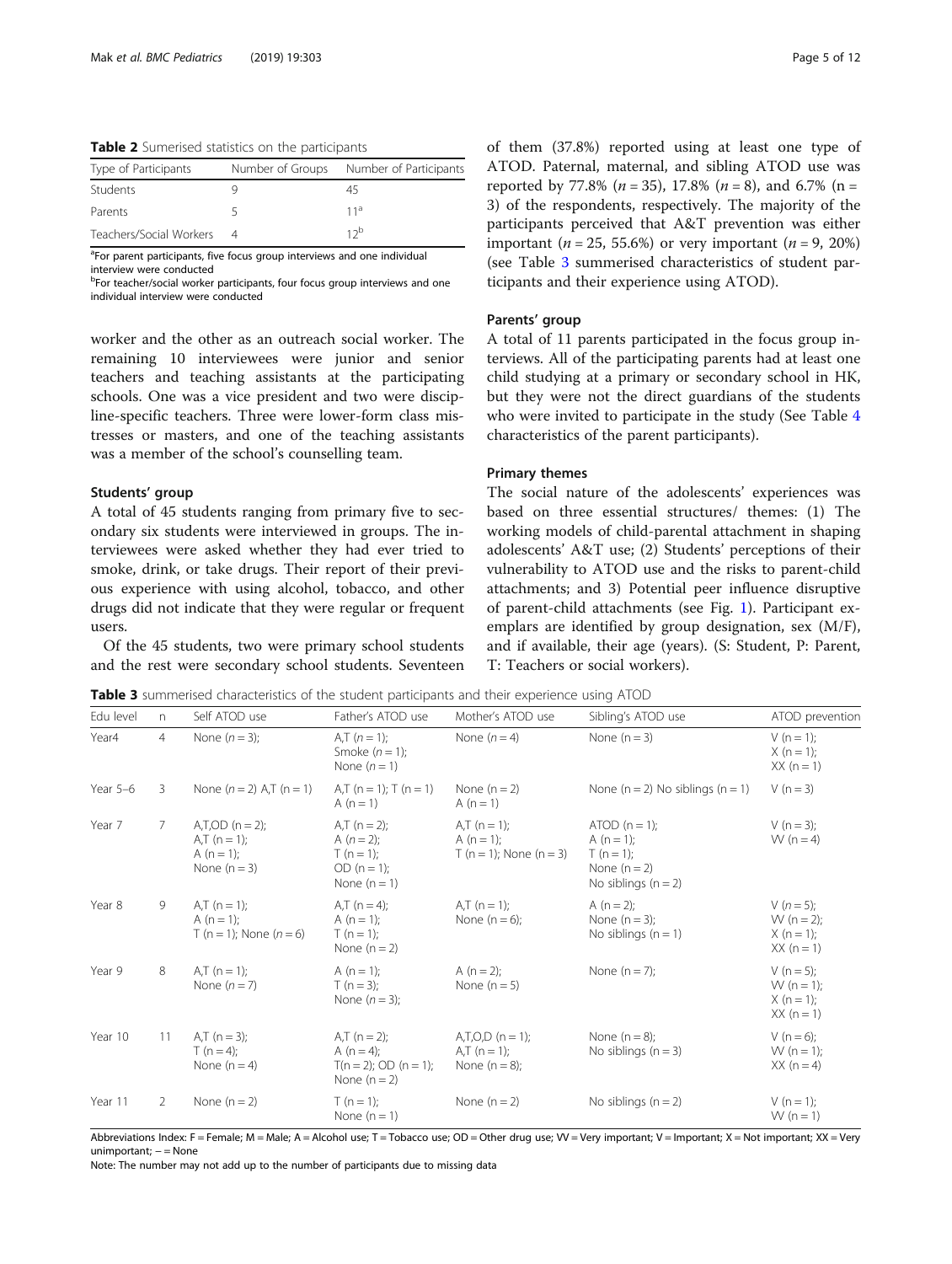**Table 2** Sumerised statistics on the participants

| Type of Participants | Number of Groups | Number of Participants |
|---|---|---|
| Students | 9 | 45 |
| Parents | 5 | 11[a] |
| Teachers/Social Workers | 4 | 12[b] |

[a]For parent participants, five focus group interviews and one individual interview were conducted

[b]For teacher/social worker participants, four focus group interviews and one individual interview were conducted

worker and the other as an outreach social worker. The remaining 10 interviewees were junior and senior teachers and teaching assistants at the participating schools. One was a vice president and two were discipline-specific teachers. Three were lower-form class mistresses or masters, and one of the teaching assistants was a member of the school's counselling team.

### Students' group

A total of 45 students ranging from primary five to secondary six students were interviewed in groups. The interviewees were asked whether they had ever tried to smoke, drink, or take drugs. Their report of their previous experience with using alcohol, tobacco, and other drugs did not indicate that they were regular or frequent users.

Of the 45 students, two were primary school students and the rest were secondary school students. Seventeen of them (37.8%) reported using at least one type of ATOD. Paternal, maternal, and sibling ATOD use was reported by 77.8% (*n* = 35), 17.8% (*n* = 8), and 6.7% (n = 3) of the respondents, respectively. The majority of the participants perceived that A&T prevention was either important (*n* = 25, 55.6%) or very important (*n* = 9, 20%) (see Table 3 summerised characteristics of student participants and their experience using ATOD).

### Parents' group

A total of 11 parents participated in the focus group interviews. All of the participating parents had at least one child studying at a primary or secondary school in HK, but they were not the direct guardians of the students who were invited to participate in the study (See Table 4 characteristics of the parent participants).

### Primary themes

The social nature of the adolescents' experiences was based on three essential structures/ themes: (1) The working models of child-parental attachment in shaping adolescents' A&T use; (2) Students' perceptions of their vulnerability to ATOD use and the risks to parent-child attachments; and 3) Potential peer influence disruptive of parent-child attachments (see Fig. 1). Participant exemplars are identified by group designation, sex (M/F), and if available, their age (years). (S: Student, P: Parent, T: Teachers or social workers).

**Table 3** summerised characteristics of the student participants and their experience using ATOD

| Edu level | n | Self ATOD use | Father's ATOD use | Mother's ATOD use | Sibling's ATOD use | ATOD prevention |
|---|---|---|---|---|---|---|
| Year4 | 4 | None (*n* = 3); | A,T (*n* = 1); Smoke (*n* = 1); None (*n* = 1) | None (*n* = 4) | None (n = 3) | V (n = 1); X (n = 1); XX (n = 1) |
| Year 5–6 | 3 | None (n = 2) A,T (n = 1) | A,T (n = 1); T (n = 1) A (n = 1) | None (n = 2) A (n = 1) | None (n = 2) No siblings (n = 1) | V (n = 3) |
| Year 7 | 7 | A,T,OD (n = 2); A,T (n = 1); A (n = 1); None (n = 3) | A,T (n = 2); A (n = 2); T (n = 1); OD (n = 1); None (n = 1) | A,T (n = 1); A (n = 1); T (n = 1); None (n = 3) | ATOD (n = 1); A (n = 1); T (n = 1); None (n = 2) No siblings (n = 2) | V (n = 3); VV (n = 4) |
| Year 8 | 9 | A,T (n = 1); A (n = 1); T (n = 1); None (*n* = 6) | A,T (n = 4); A (n = 1); T (n = 1); None (n = 2) | A,T (n = 1); None (n = 6); | A (n = 2); None (n = 3); No siblings (n = 1) | V (n = 5); VV (n = 2); X (n = 1); XX (n = 1) |
| Year 9 | 8 | A,T (n = 1); None (*n* = 7) | A (n = 1); T (n = 3); None (*n* = 3); | A (n = 2); None (n = 5) | None (n = 7); | V (n = 5); VV (n = 1); X (n = 1); XX (n = 1) |
| Year 10 | 11 | A,T (n = 3); T (n = 4); None (n = 4) | A,T (n = 2); A (n = 4); T(n = 2); OD (n = 1); None (n = 2) | A,T,O,D (n = 1); A,T (n = 1); None (n = 8); | None (n = 8); No siblings (n = 3) | V (n = 6); VV (n = 1); XX (n = 4) |
| Year 11 | 2 | None (n = 2) | T (n = 1); None (n = 1) | None (n = 2) | No siblings (n = 2) | V (n = 1); VV (n = 1) |

Abbreviations Index: F = Female; M = Male; A = Alcohol use; T = Tobacco use; OD = Other drug use; VV = Very important; V = Important; X = Not important; XX = Very unimportant; – = None

Note: The number may not add up to the number of participants due to missing data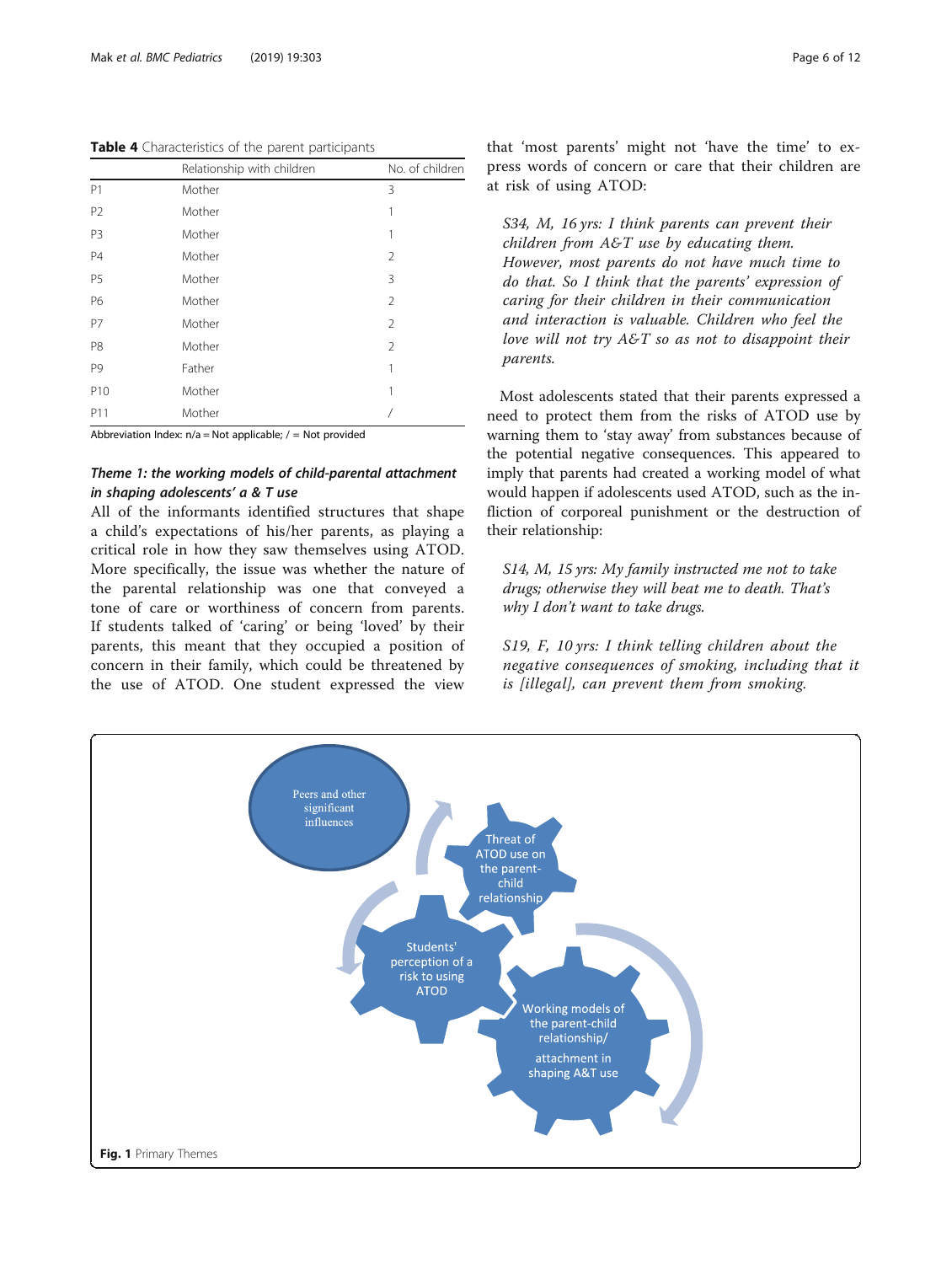**Table 4** Characteristics of the parent participants

| | Relationship with children | No. of children |
|---|---|---|
| P1 | Mother | 3 |
| P2 | Mother | 1 |
| P3 | Mother | 1 |
| P4 | Mother | 2 |
| P5 | Mother | 3 |
| P6 | Mother | 2 |
| P7 | Mother | 2 |
| P8 | Mother | 2 |
| P9 | Father | 1 |
| P10 | Mother | 1 |
| P11 | Mother | / |

Abbreviation Index: n/a = Not applicable; / = Not provided

### *Theme 1: the working models of child-parental attachment in shaping adolescents' a & T use*

All of the informants identified structures that shape a child's expectations of his/her parents, as playing a critical role in how they saw themselves using ATOD. More specifically, the issue was whether the nature of the parental relationship was one that conveyed a tone of care or worthiness of concern from parents. If students talked of 'caring' or being 'loved' by their parents, this meant that they occupied a position of concern in their family, which could be threatened by the use of ATOD. One student expressed the view that 'most parents' might not 'have the time' to express words of concern or care that their children are at risk of using ATOD:

> *S34, M, 16 yrs: I think parents can prevent their children from A&T use by educating them. However, most parents do not have much time to do that. So I think that the parents' expression of caring for their children in their communication and interaction is valuable. Children who feel the love will not try A&T so as not to disappoint their parents.*

Most adolescents stated that their parents expressed a need to protect them from the risks of ATOD use by warning them to 'stay away' from substances because of the potential negative consequences. This appeared to imply that parents had created a working model of what would happen if adolescents used ATOD, such as the infliction of corporeal punishment or the destruction of their relationship:

> *S14, M, 15 yrs: My family instructed me not to take drugs; otherwise they will beat me to death. That's why I don't want to take drugs.*

> *S19, F, 10 yrs: I think telling children about the negative consequences of smoking, including that it is [illegal], can prevent them from smoking.*

Peers and other significant influences

Threat of ATOD use on the parent-child relationship

Students' perception of a risk to using ATOD

Working models of the parent-child relationship/ attachment in shaping A&T use

**Fig. 1** Primary Themes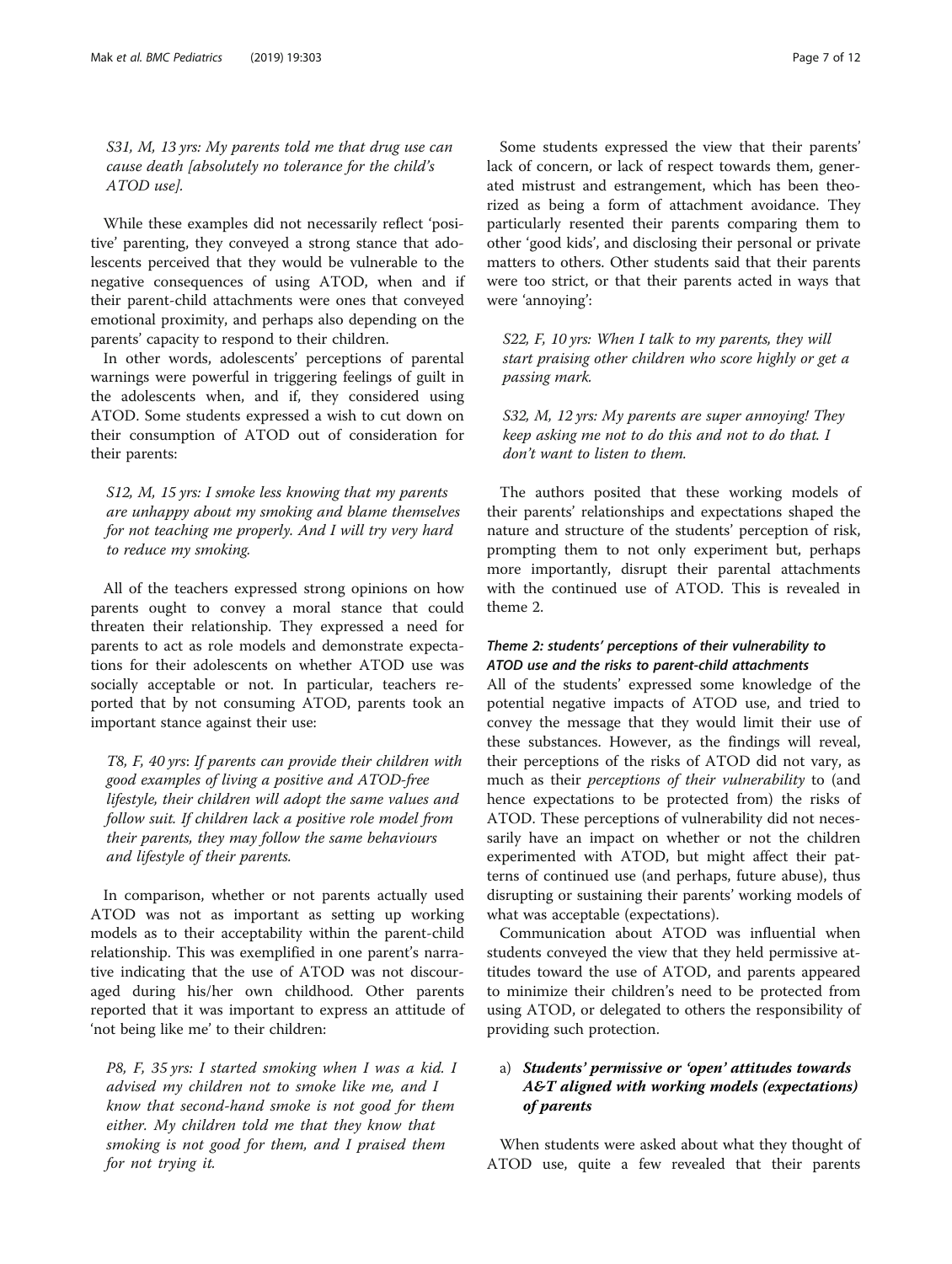*S31, M, 13 yrs: My parents told me that drug use can cause death [absolutely no tolerance for the child's ATOD use].*

While these examples did not necessarily reflect 'positive' parenting, they conveyed a strong stance that adolescents perceived that they would be vulnerable to the negative consequences of using ATOD, when and if their parent-child attachments were ones that conveyed emotional proximity, and perhaps also depending on the parents' capacity to respond to their children.

In other words, adolescents' perceptions of parental warnings were powerful in triggering feelings of guilt in the adolescents when, and if, they considered using ATOD. Some students expressed a wish to cut down on their consumption of ATOD out of consideration for their parents:

*S12, M, 15 yrs: I smoke less knowing that my parents are unhappy about my smoking and blame themselves for not teaching me properly. And I will try very hard to reduce my smoking.*

All of the teachers expressed strong opinions on how parents ought to convey a moral stance that could threaten their relationship. They expressed a need for parents to act as role models and demonstrate expectations for their adolescents on whether ATOD use was socially acceptable or not. In particular, teachers reported that by not consuming ATOD, parents took an important stance against their use:

*T8, F, 40 yrs: If parents can provide their children with good examples of living a positive and ATOD-free lifestyle, their children will adopt the same values and follow suit. If children lack a positive role model from their parents, they may follow the same behaviours and lifestyle of their parents.*

In comparison, whether or not parents actually used ATOD was not as important as setting up working models as to their acceptability within the parent-child relationship. This was exemplified in one parent's narrative indicating that the use of ATOD was not discouraged during his/her own childhood. Other parents reported that it was important to express an attitude of 'not being like me' to their children:

*P8, F, 35 yrs: I started smoking when I was a kid. I advised my children not to smoke like me, and I know that second-hand smoke is not good for them either. My children told me that they know that smoking is not good for them, and I praised them for not trying it.*

Some students expressed the view that their parents' lack of concern, or lack of respect towards them, generated mistrust and estrangement, which has been theorized as being a form of attachment avoidance. They particularly resented their parents comparing them to other 'good kids', and disclosing their personal or private matters to others. Other students said that their parents were too strict, or that their parents acted in ways that were 'annoying':

*S22, F, 10 yrs: When I talk to my parents, they will start praising other children who score highly or get a passing mark.*

*S32, M, 12 yrs: My parents are super annoying! They keep asking me not to do this and not to do that. I don't want to listen to them.*

The authors posited that these working models of their parents' relationships and expectations shaped the nature and structure of the students' perception of risk, prompting them to not only experiment but, perhaps more importantly, disrupt their parental attachments with the continued use of ATOD. This is revealed in theme 2.

### *Theme 2: students' perceptions of their vulnerability to ATOD use and the risks to parent-child attachments*

All of the students' expressed some knowledge of the potential negative impacts of ATOD use, and tried to convey the message that they would limit their use of these substances. However, as the findings will reveal, their perceptions of the risks of ATOD did not vary, as much as their *perceptions of their vulnerability* to (and hence expectations to be protected from) the risks of ATOD. These perceptions of vulnerability did not necessarily have an impact on whether or not the children experimented with ATOD, but might affect their patterns of continued use (and perhaps, future abuse), thus disrupting or sustaining their parents' working models of what was acceptable (expectations).

Communication about ATOD was influential when students conveyed the view that they held permissive attitudes toward the use of ATOD, and parents appeared to minimize their children's need to be protected from using ATOD, or delegated to others the responsibility of providing such protection.

a) ***Students' permissive or 'open' attitudes towards A&T aligned with working models (expectations) of parents***

When students were asked about what they thought of ATOD use, quite a few revealed that their parents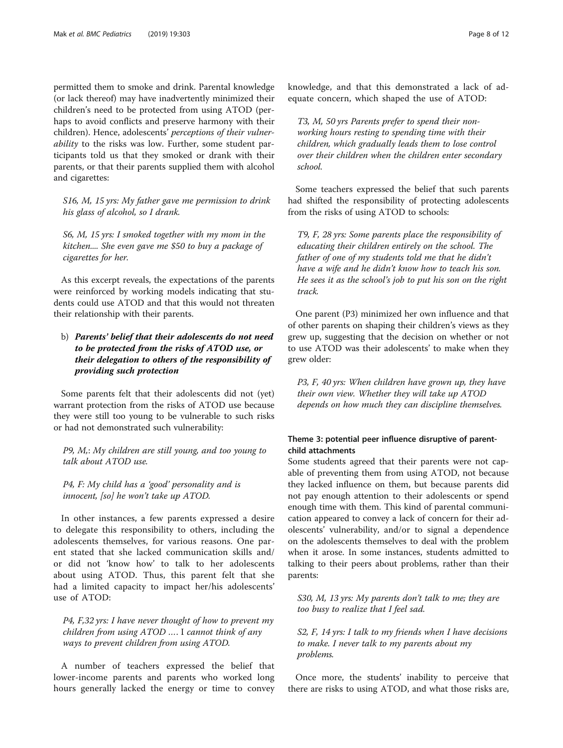permitted them to smoke and drink. Parental knowledge (or lack thereof) may have inadvertently minimized their children's need to be protected from using ATOD (perhaps to avoid conflicts and preserve harmony with their children). Hence, adolescents' *perceptions of their vulnerability* to the risks was low. Further, some student participants told us that they smoked or drank with their parents, or that their parents supplied them with alcohol and cigarettes:

> *S16, M, 15 yrs: My father gave me permission to drink his glass of alcohol, so I drank.*

> *S6, M, 15 yrs: I smoked together with my mom in the kitchen.... She even gave me $50 to buy a package of cigarettes for her.*

As this excerpt reveals, the expectations of the parents were reinforced by working models indicating that students could use ATOD and that this would not threaten their relationship with their parents.

b) ***Parents' belief that their adolescents do not need to be protected from the risks of ATOD use, or their delegation to others of the responsibility of providing such protection***

Some parents felt that their adolescents did not (yet) warrant protection from the risks of ATOD use because they were still too young to be vulnerable to such risks or had not demonstrated such vulnerability:

> *P9, M,: My children are still young, and too young to talk about ATOD use.*

> *P4, F: My child has a 'good' personality and is innocent, [so] he won't take up ATOD.*

In other instances, a few parents expressed a desire to delegate this responsibility to others, including the adolescents themselves, for various reasons. One parent stated that she lacked communication skills and/or did not 'know how' to talk to her adolescents about using ATOD. Thus, this parent felt that she had a limited capacity to impact her/his adolescents' use of ATOD:

> *P4, F,32 yrs: I have never thought of how to prevent my children from using ATOD .... I cannot think of any ways to prevent children from using ATOD.*

A number of teachers expressed the belief that lower-income parents and parents who worked long hours generally lacked the energy or time to convey knowledge, and that this demonstrated a lack of adequate concern, which shaped the use of ATOD:

> *T3, M, 50 yrs Parents prefer to spend their non-working hours resting to spending time with their children, which gradually leads them to lose control over their children when the children enter secondary school.*

Some teachers expressed the belief that such parents had shifted the responsibility of protecting adolescents from the risks of using ATOD to schools:

> *T9, F, 28 yrs: Some parents place the responsibility of educating their children entirely on the school. The father of one of my students told me that he didn't have a wife and he didn't know how to teach his son. He sees it as the school's job to put his son on the right track.*

One parent (P3) minimized her own influence and that of other parents on shaping their children's views as they grew up, suggesting that the decision on whether or not to use ATOD was their adolescents' to make when they grew older:

> *P3, F, 40 yrs: When children have grown up, they have their own view. Whether they will take up ATOD depends on how much they can discipline themselves.*

### Theme 3: potential peer influence disruptive of parent-child attachments

Some students agreed that their parents were not capable of preventing them from using ATOD, not because they lacked influence on them, but because parents did not pay enough attention to their adolescents or spend enough time with them. This kind of parental communication appeared to convey a lack of concern for their adolescents' vulnerability, and/or to signal a dependence on the adolescents themselves to deal with the problem when it arose. In some instances, students admitted to talking to their peers about problems, rather than their parents:

> *S30, M, 13 yrs: My parents don't talk to me; they are too busy to realize that I feel sad.*

> *S2, F, 14 yrs: I talk to my friends when I have decisions to make. I never talk to my parents about my problems.*

Once more, the students' inability to perceive that there are risks to using ATOD, and what those risks are,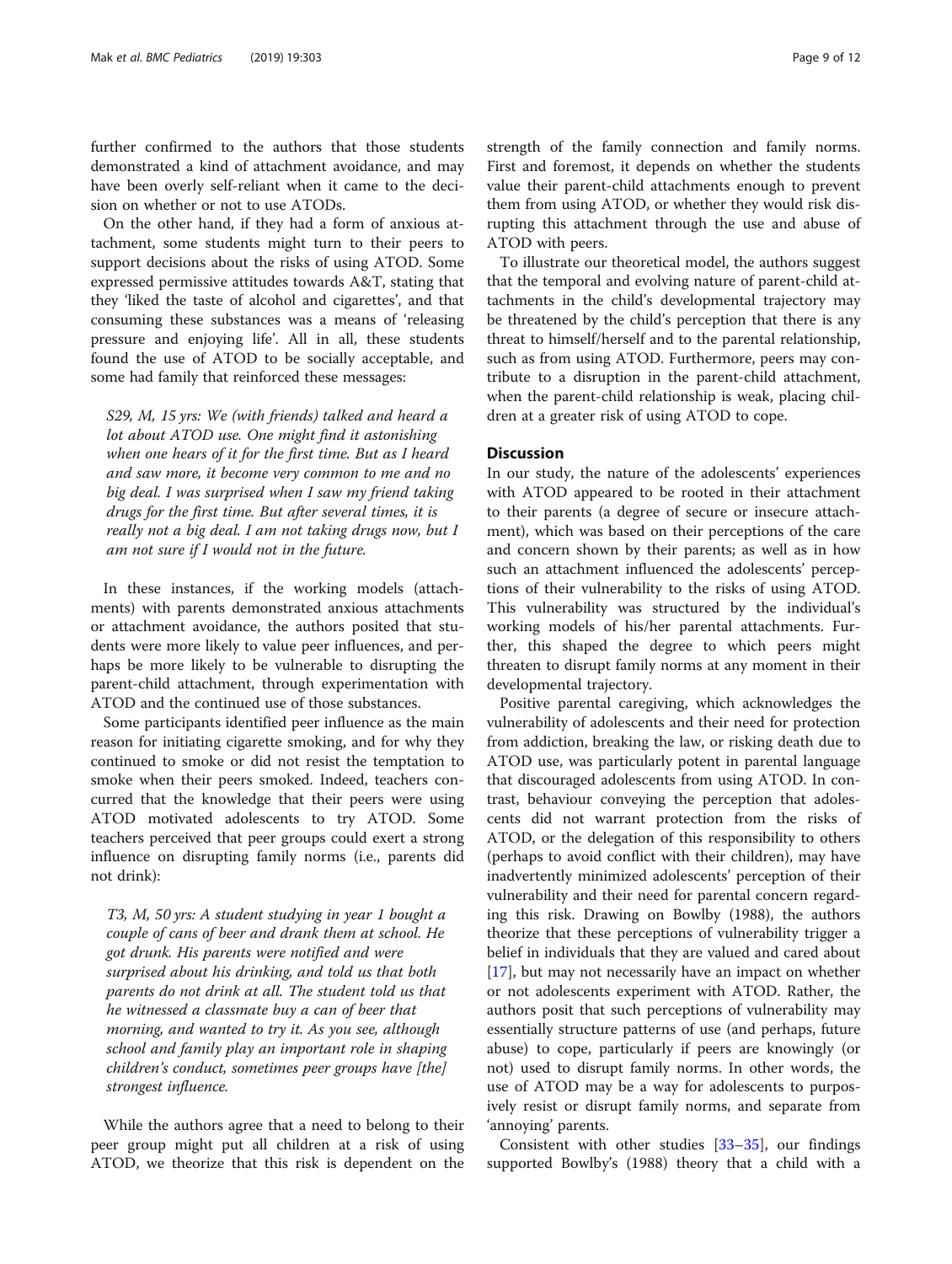further confirmed to the authors that those students demonstrated a kind of attachment avoidance, and may have been overly self-reliant when it came to the decision on whether or not to use ATODs.

On the other hand, if they had a form of anxious attachment, some students might turn to their peers to support decisions about the risks of using ATOD. Some expressed permissive attitudes towards A&T, stating that they 'liked the taste of alcohol and cigarettes', and that consuming these substances was a means of 'releasing pressure and enjoying life'. All in all, these students found the use of ATOD to be socially acceptable, and some had family that reinforced these messages:

> *S29, M, 15 yrs: We (with friends) talked and heard a lot about ATOD use. One might find it astonishing when one hears of it for the first time. But as I heard and saw more, it become very common to me and no big deal. I was surprised when I saw my friend taking drugs for the first time. But after several times, it is really not a big deal. I am not taking drugs now, but I am not sure if I would not in the future.*

In these instances, if the working models (attachments) with parents demonstrated anxious attachments or attachment avoidance, the authors posited that students were more likely to value peer influences, and perhaps be more likely to be vulnerable to disrupting the parent-child attachment, through experimentation with ATOD and the continued use of those substances.

Some participants identified peer influence as the main reason for initiating cigarette smoking, and for why they continued to smoke or did not resist the temptation to smoke when their peers smoked. Indeed, teachers concurred that the knowledge that their peers were using ATOD motivated adolescents to try ATOD. Some teachers perceived that peer groups could exert a strong influence on disrupting family norms (i.e., parents did not drink):

> *T3, M, 50 yrs: A student studying in year 1 bought a couple of cans of beer and drank them at school. He got drunk. His parents were notified and were surprised about his drinking, and told us that both parents do not drink at all. The student told us that he witnessed a classmate buy a can of beer that morning, and wanted to try it. As you see, although school and family play an important role in shaping children's conduct, sometimes peer groups have [the] strongest influence.*

While the authors agree that a need to belong to their peer group might put all children at a risk of using ATOD, we theorize that this risk is dependent on the strength of the family connection and family norms. First and foremost, it depends on whether the students value their parent-child attachments enough to prevent them from using ATOD, or whether they would risk disrupting this attachment through the use and abuse of ATOD with peers.

To illustrate our theoretical model, the authors suggest that the temporal and evolving nature of parent-child attachments in the child's developmental trajectory may be threatened by the child's perception that there is any threat to himself/herself and to the parental relationship, such as from using ATOD. Furthermore, peers may contribute to a disruption in the parent-child attachment, when the parent-child relationship is weak, placing children at a greater risk of using ATOD to cope.

## Discussion

In our study, the nature of the adolescents' experiences with ATOD appeared to be rooted in their attachment to their parents (a degree of secure or insecure attachment), which was based on their perceptions of the care and concern shown by their parents; as well as in how such an attachment influenced the adolescents' perceptions of their vulnerability to the risks of using ATOD. This vulnerability was structured by the individual's working models of his/her parental attachments. Further, this shaped the degree to which peers might threaten to disrupt family norms at any moment in their developmental trajectory.

Positive parental caregiving, which acknowledges the vulnerability of adolescents and their need for protection from addiction, breaking the law, or risking death due to ATOD use, was particularly potent in parental language that discouraged adolescents from using ATOD. In contrast, behaviour conveying the perception that adolescents did not warrant protection from the risks of ATOD, or the delegation of this responsibility to others (perhaps to avoid conflict with their children), may have inadvertently minimized adolescents' perception of their vulnerability and their need for parental concern regarding this risk. Drawing on Bowlby (1988), the authors theorize that these perceptions of vulnerability trigger a belief in individuals that they are valued and cared about [17], but may not necessarily have an impact on whether or not adolescents experiment with ATOD. Rather, the authors posit that such perceptions of vulnerability may essentially structure patterns of use (and perhaps, future abuse) to cope, particularly if peers are knowingly (or not) used to disrupt family norms. In other words, the use of ATOD may be a way for adolescents to purposively resist or disrupt family norms, and separate from 'annoying' parents.

Consistent with other studies [33–35], our findings supported Bowlby's (1988) theory that a child with a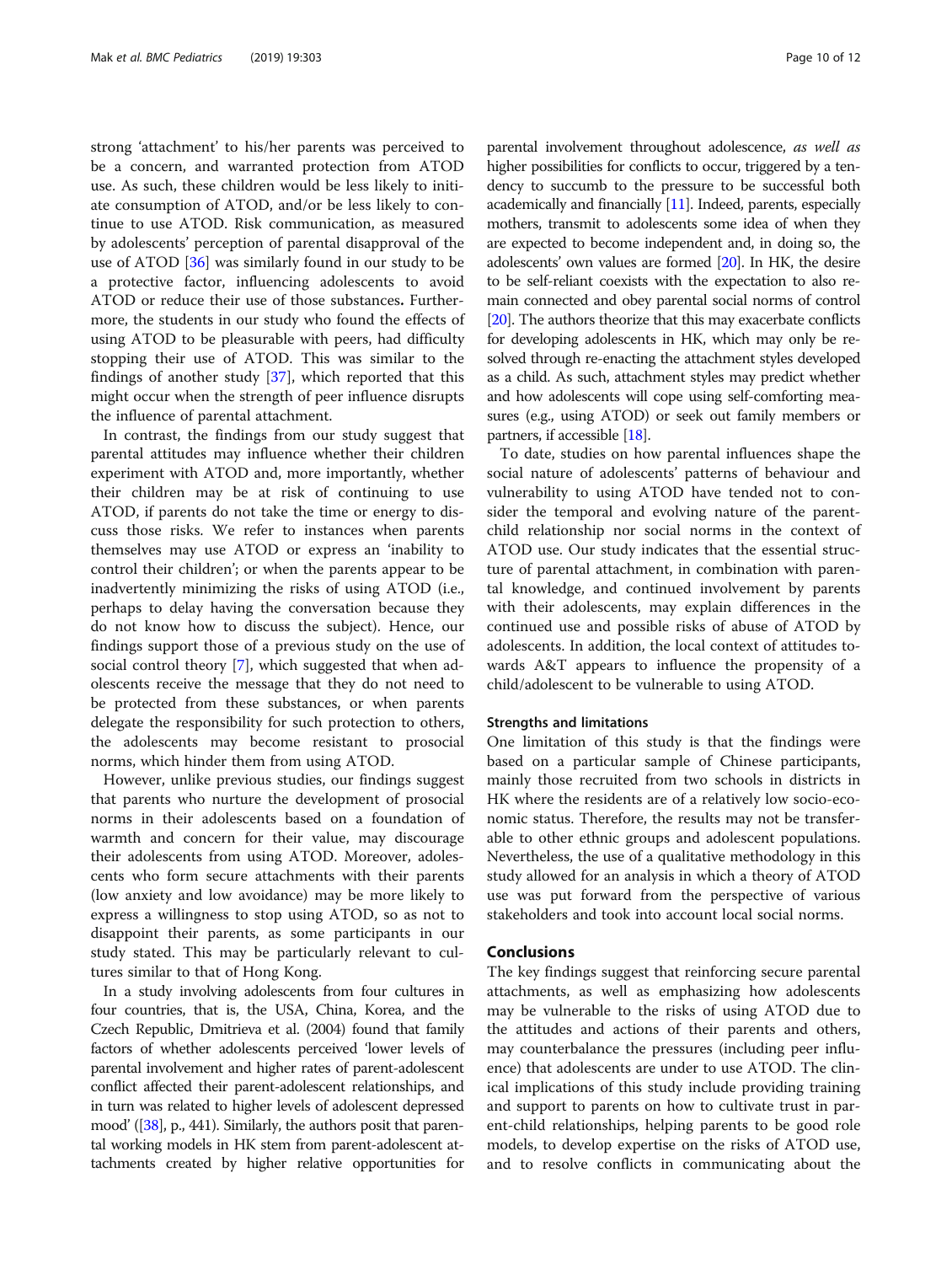strong 'attachment' to his/her parents was perceived to be a concern, and warranted protection from ATOD use. As such, these children would be less likely to initiate consumption of ATOD, and/or be less likely to continue to use ATOD. Risk communication, as measured by adolescents' perception of parental disapproval of the use of ATOD [36] was similarly found in our study to be a protective factor, influencing adolescents to avoid ATOD or reduce their use of those substances. Furthermore, the students in our study who found the effects of using ATOD to be pleasurable with peers, had difficulty stopping their use of ATOD. This was similar to the findings of another study [37], which reported that this might occur when the strength of peer influence disrupts the influence of parental attachment.

In contrast, the findings from our study suggest that parental attitudes may influence whether their children experiment with ATOD and, more importantly, whether their children may be at risk of continuing to use ATOD, if parents do not take the time or energy to discuss those risks. We refer to instances when parents themselves may use ATOD or express an 'inability to control their children'; or when the parents appear to be inadvertently minimizing the risks of using ATOD (i.e., perhaps to delay having the conversation because they do not know how to discuss the subject). Hence, our findings support those of a previous study on the use of social control theory [7], which suggested that when adolescents receive the message that they do not need to be protected from these substances, or when parents delegate the responsibility for such protection to others, the adolescents may become resistant to prosocial norms, which hinder them from using ATOD.

However, unlike previous studies, our findings suggest that parents who nurture the development of prosocial norms in their adolescents based on a foundation of warmth and concern for their value, may discourage their adolescents from using ATOD. Moreover, adolescents who form secure attachments with their parents (low anxiety and low avoidance) may be more likely to express a willingness to stop using ATOD, so as not to disappoint their parents, as some participants in our study stated. This may be particularly relevant to cultures similar to that of Hong Kong.

In a study involving adolescents from four cultures in four countries, that is, the USA, China, Korea, and the Czech Republic, Dmitrieva et al. (2004) found that family factors of whether adolescents perceived 'lower levels of parental involvement and higher rates of parent-adolescent conflict affected their parent-adolescent relationships, and in turn was related to higher levels of adolescent depressed mood' ([38], p., 441). Similarly, the authors posit that parental working models in HK stem from parent-adolescent attachments created by higher relative opportunities for parental involvement throughout adolescence, *as well as* higher possibilities for conflicts to occur, triggered by a tendency to succumb to the pressure to be successful both academically and financially [11]. Indeed, parents, especially mothers, transmit to adolescents some idea of when they are expected to become independent and, in doing so, the adolescents' own values are formed [20]. In HK, the desire to be self-reliant coexists with the expectation to also remain connected and obey parental social norms of control [20]. The authors theorize that this may exacerbate conflicts for developing adolescents in HK, which may only be resolved through re-enacting the attachment styles developed as a child. As such, attachment styles may predict whether and how adolescents will cope using self-comforting measures (e.g., using ATOD) or seek out family members or partners, if accessible [18].

To date, studies on how parental influences shape the social nature of adolescents' patterns of behaviour and vulnerability to using ATOD have tended not to consider the temporal and evolving nature of the parent-child relationship nor social norms in the context of ATOD use. Our study indicates that the essential structure of parental attachment, in combination with parental knowledge, and continued involvement by parents with their adolescents, may explain differences in the continued use and possible risks of abuse of ATOD by adolescents. In addition, the local context of attitudes towards A&T appears to influence the propensity of a child/adolescent to be vulnerable to using ATOD.

### Strengths and limitations

One limitation of this study is that the findings were based on a particular sample of Chinese participants, mainly those recruited from two schools in districts in HK where the residents are of a relatively low socio-economic status. Therefore, the results may not be transferable to other ethnic groups and adolescent populations. Nevertheless, the use of a qualitative methodology in this study allowed for an analysis in which a theory of ATOD use was put forward from the perspective of various stakeholders and took into account local social norms.

## Conclusions

The key findings suggest that reinforcing secure parental attachments, as well as emphasizing how adolescents may be vulnerable to the risks of using ATOD due to the attitudes and actions of their parents and others, may counterbalance the pressures (including peer influence) that adolescents are under to use ATOD. The clinical implications of this study include providing training and support to parents on how to cultivate trust in parent-child relationships, helping parents to be good role models, to develop expertise on the risks of ATOD use, and to resolve conflicts in communicating about the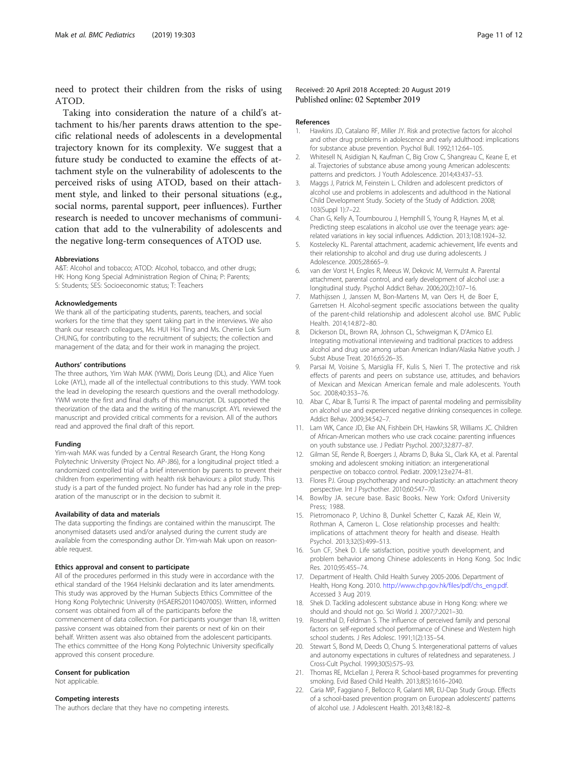need to protect their children from the risks of using ATOD.

Taking into consideration the nature of a child's attachment to his/her parents draws attention to the specific relational needs of adolescents in a developmental trajectory known for its complexity. We suggest that a future study be conducted to examine the effects of attachment style on the vulnerability of adolescents to the perceived risks of using ATOD, based on their attachment style, and linked to their personal situations (e.g., social norms, parental support, peer influences). Further research is needed to uncover mechanisms of communication that add to the vulnerability of adolescents and the negative long-term consequences of ATOD use.

#### Abbreviations

A&T: Alcohol and tobacco; ATOD: Alcohol, tobacco, and other drugs; HK: Hong Kong Special Administration Region of China; P: Parents; S: Students; SES: Socioeconomic status; T: Teachers

#### Acknowledgements

We thank all of the participating students, parents, teachers, and social workers for the time that they spent taking part in the interviews. We also thank our research colleagues, Ms. HUI Hoi Ting and Ms. Cherrie Lok Sum CHUNG, for contributing to the recruitment of subjects; the collection and management of the data; and for their work in managing the project.

#### Authors' contributions

The three authors, Yim Wah MAK (YWM), Doris Leung (DL), and Alice Yuen Loke (AYL), made all of the intellectual contributions to this study. YWM took the lead in developing the research questions and the overall methodology. YWM wrote the first and final drafts of this manuscript. DL supported the theorization of the data and the writing of the manuscript. AYL reviewed the manuscript and provided critical comments for a revision. All of the authors read and approved the final draft of this report.

#### Funding

Yim-wah MAK was funded by a Central Research Grant, the Hong Kong Polytechnic University (Project No. AP-J86), for a longitudinal project titled: a randomized controlled trial of a brief intervention by parents to prevent their children from experimenting with health risk behaviours: a pilot study. This study is a part of the funded project. No funder has had any role in the preparation of the manuscript or in the decision to submit it.

#### Availability of data and materials

The data supporting the findings are contained within the manuscirpt. The anonymised datasets used and/or analysed during the current study are available from the corresponding author Dr. Yim-wah Mak upon on reasonable request.

#### Ethics approval and consent to participate

All of the procedures performed in this study were in accordance with the ethical standard of the 1964 Helsinki declaration and its later amendments. This study was approved by the Human Subjects Ethics Committee of the Hong Kong Polytechnic University (HSAERS20110407005). Written, informed consent was obtained from all of the participants before the commencement of data collection. For participants younger than 18, written passive consent was obtained from their parents or next of kin on their behalf. Written assent was also obtained from the adolescent participants. The ethics committee of the Hong Kong Polytechnic University specifically approved this consent procedure.

#### Consent for publication

Not applicable.

#### Competing interests

The authors declare that they have no competing interests.

Received: 20 April 2018 Accepted: 20 August 2019
Published online: 02 September 2019

#### References

1. Hawkins JD, Catalano RF, Miller JY. Risk and protective factors for alcohol and other drug problems in adolescence and early adulthood: implications for substance abuse prevention. Psychol Bull. 1992;112:64–105.
2. Whitesell N, Asidigian N, Kaufman C, Big Crow C, Shangreau C, Keane E, et al. Trajectories of substance abuse among young American adolescents: patterns and predictors. J Youth Adolescence. 2014;43:437–53.
3. Maggs J, Patrick M, Feinstein L. Children and adolescent predictors of alcohol use and problems in adolescents and adulthood in the National Child Development Study. Society of the Study of Addiction. 2008; 103(Suppl 1):7–22.
4. Chan G, Kelly A, Toumbourou J, Hemphill S, Young R, Haynes M, et al. Predicting steep escalations in alcohol use over the teenage years: age-related variations in key social influences. Addiction. 2013;108:1924–32.
5. Kostelecky KL. Parental attachment, academic achievement, life events and their relationship to alcohol and drug use during adolescents. J Adolescence. 2005;28:665–9.
6. van der Vorst H, Engles R, Meeus W, Dekovic M, Vermulst A. Parental attachment, parental control, and early development of alcohol use: a longitudinal study. Psychol Addict Behav. 2006;20(2):107–16.
7. Mathijssen J, Janssen M, Bon-Martens M, van Oers H, de Boer E, Garretsen H. Alcohol-segment specific associations between the quality of the parent-child relationship and adolescent alcohol use. BMC Public Health. 2014;14:872–80.
8. Dickerson DL, Brown RA, Johnson CL, Schweigman K, D'Amico EJ. Integrating motivational interviewing and traditional practices to address alcohol and drug use among urban American Indian/Alaska Native youth. J Subst Abuse Treat. 2016;65:26–35.
9. Parsai M, Voisine S, Marsiglia FF, Kulis S, Nieri T. The protective and risk effects of parents and peers on substance use, attitudes, and behaviors of Mexican and Mexican American female and male adolescents. Youth Soc. 2008;40:353–76.
10. Abar C, Abar B, Turrisi R. The impact of parental modeling and permissibility on alcohol use and experienced negative drinking consequences in college. Addict Behav. 2009;34:542–7.
11. Lam WK, Cance JD, Eke AN, Fishbein DH, Hawkins SR, Williams JC. Children of African-American mothers who use crack cocaine: parenting influences on youth substance use. J Pediatr Psychol. 2007;32:877–87.
12. Gilman SE, Rende R, Boergers J, Abrams D, Buka SL, Clark KA, et al. Parental smoking and adolescent smoking initiation: an intergenerational perspective on tobacco control. Pediatr. 2009;123:e274–81.
13. Flores PJ. Group psychotherapy and neuro-plasticity: an attachment theory perspective. Int J Psychother. 2010;60:547–70.
14. Bowlby JA. secure base. Basic Books. New York: Oxford University Press; 1988.
15. Pietromonaco P, Uchino B, Dunkel Schetter C, Kazak AE, Klein W, Rothman A, Cameron L. Close relationship processes and health: implications of attachment theory for health and disease. Health Psychol. 2013;32(5):499–513.
16. Sun CF, Shek D. Life satisfaction, positive youth development, and problem behavior among Chinese adolescents in Hong Kong. Soc Indic Res. 2010;95:455–74.
17. Department of Health. Child Health Survey 2005-2006. Department of Health, Hong Kong. 2010. http://www.chp.gov.hk/files/pdf/chs_eng.pdf. Accessed 3 Aug 2019.
18. Shek D. Tackling adolescent substance abuse in Hong Kong: where we should and should not go. Sci World J. 2007;7:2021–30.
19. Rosenthal D, Feldman S. The influence of perceived family and personal factors on self-reported school performance of Chinese and Western high school students. J Res Adolesc. 1991;1(2):135–54.
20. Stewart S, Bond M, Deeds O, Chung S. Intergenerational patterns of values and autonomy expectations in cultures of relatedness and separateness. J Cross-Cult Psychol. 1999;30(5):575–93.
21. Thomas RE, McLellan J, Perera R. School-based programmes for preventing smoking. Evid Based Child Health. 2013;8(5):1616–2040.
22. Caria MP, Faggiano F, Bellocco R, Galanti MR, EU-Dap Study Group. Effects of a school-based prevention program on European adolescents' patterns of alcohol use. J Adolescent Health. 2013;48:182–8.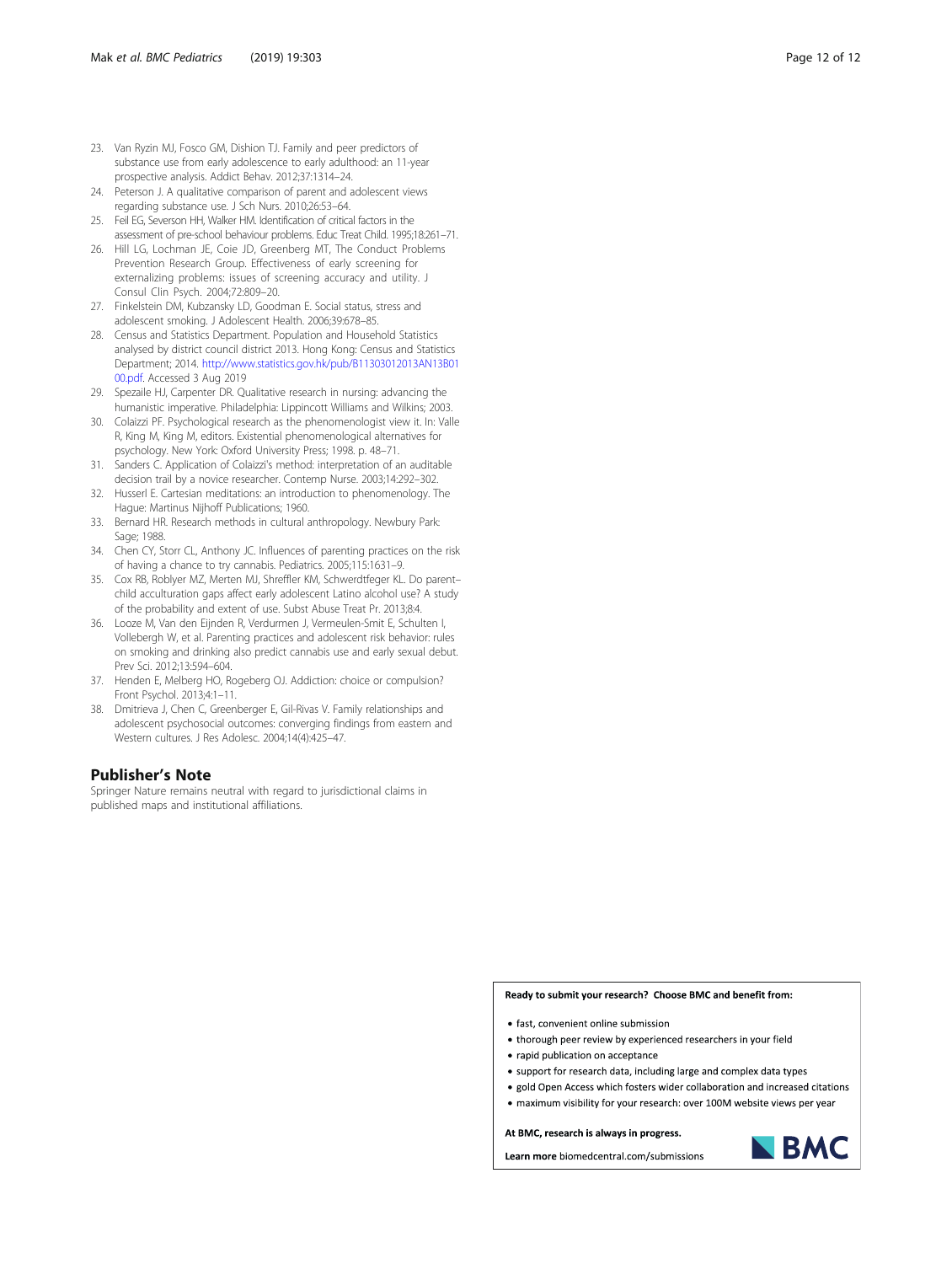23. Van Ryzin MJ, Fosco GM, Dishion TJ. Family and peer predictors of substance use from early adolescence to early adulthood: an 11-year prospective analysis. Addict Behav. 2012;37:1314–24.
24. Peterson J. A qualitative comparison of parent and adolescent views regarding substance use. J Sch Nurs. 2010;26:53–64.
25. Feil EG, Severson HH, Walker HM. Identification of critical factors in the assessment of pre-school behaviour problems. Educ Treat Child. 1995;18:261–71.
26. Hill LG, Lochman JE, Coie JD, Greenberg MT, The Conduct Problems Prevention Research Group. Effectiveness of early screening for externalizing problems: issues of screening accuracy and utility. J Consul Clin Psych. 2004;72:809–20.
27. Finkelstein DM, Kubzansky LD, Goodman E. Social status, stress and adolescent smoking. J Adolescent Health. 2006;39:678–85.
28. Census and Statistics Department. Population and Household Statistics analysed by district council district 2013. Hong Kong: Census and Statistics Department; 2014. http://www.statistics.gov.hk/pub/B11303012013AN13B0100.pdf. Accessed 3 Aug 2019
29. Spezaile HJ, Carpenter DR. Qualitative research in nursing: advancing the humanistic imperative. Philadelphia: Lippincott Williams and Wilkins; 2003.
30. Colaizzi PF. Psychological research as the phenomenologist view it. In: Valle R, King M, King M, editors. Existential phenomenological alternatives for psychology. New York: Oxford University Press; 1998. p. 48–71.
31. Sanders C. Application of Colaizzi's method: interpretation of an auditable decision trail by a novice researcher. Contemp Nurse. 2003;14:292–302.
32. Husserl E. Cartesian meditations: an introduction to phenomenology. The Hague: Martinus Nijhoff Publications; 1960.
33. Bernard HR. Research methods in cultural anthropology. Newbury Park: Sage; 1988.
34. Chen CY, Storr CL, Anthony JC. Influences of parenting practices on the risk of having a chance to try cannabis. Pediatrics. 2005;115:1631–9.
35. Cox RB, Roblyer MZ, Merten MJ, Shreffler KM, Schwerdtfeger KL. Do parent–child acculturation gaps affect early adolescent Latino alcohol use? A study of the probability and extent of use. Subst Abuse Treat Pr. 2013;8:4.
36. Looze M, Van den Eijnden R, Verdurmen J, Vermeulen-Smit E, Schulten I, Vollebergh W, et al. Parenting practices and adolescent risk behavior: rules on smoking and drinking also predict cannabis use and early sexual debut. Prev Sci. 2012;13:594–604.
37. Henden E, Melberg HO, Rogeberg OJ. Addiction: choice or compulsion? Front Psychol. 2013;4:1–11.
38. Dmitrieva J, Chen C, Greenberger E, Gil-Rivas V. Family relationships and adolescent psychosocial outcomes: converging findings from eastern and Western cultures. J Res Adolesc. 2004;14(4):425–47.

## Publisher's Note

Springer Nature remains neutral with regard to jurisdictional claims in published maps and institutional affiliations.

**Ready to submit your research? Choose BMC and benefit from:**

- fast, convenient online submission
- thorough peer review by experienced researchers in your field
- rapid publication on acceptance
- support for research data, including large and complex data types
- gold Open Access which fosters wider collaboration and increased citations
- maximum visibility for your research: over 100M website views per year

**At BMC, research is always in progress.**

**Learn more** biomedcentral.com/submissions